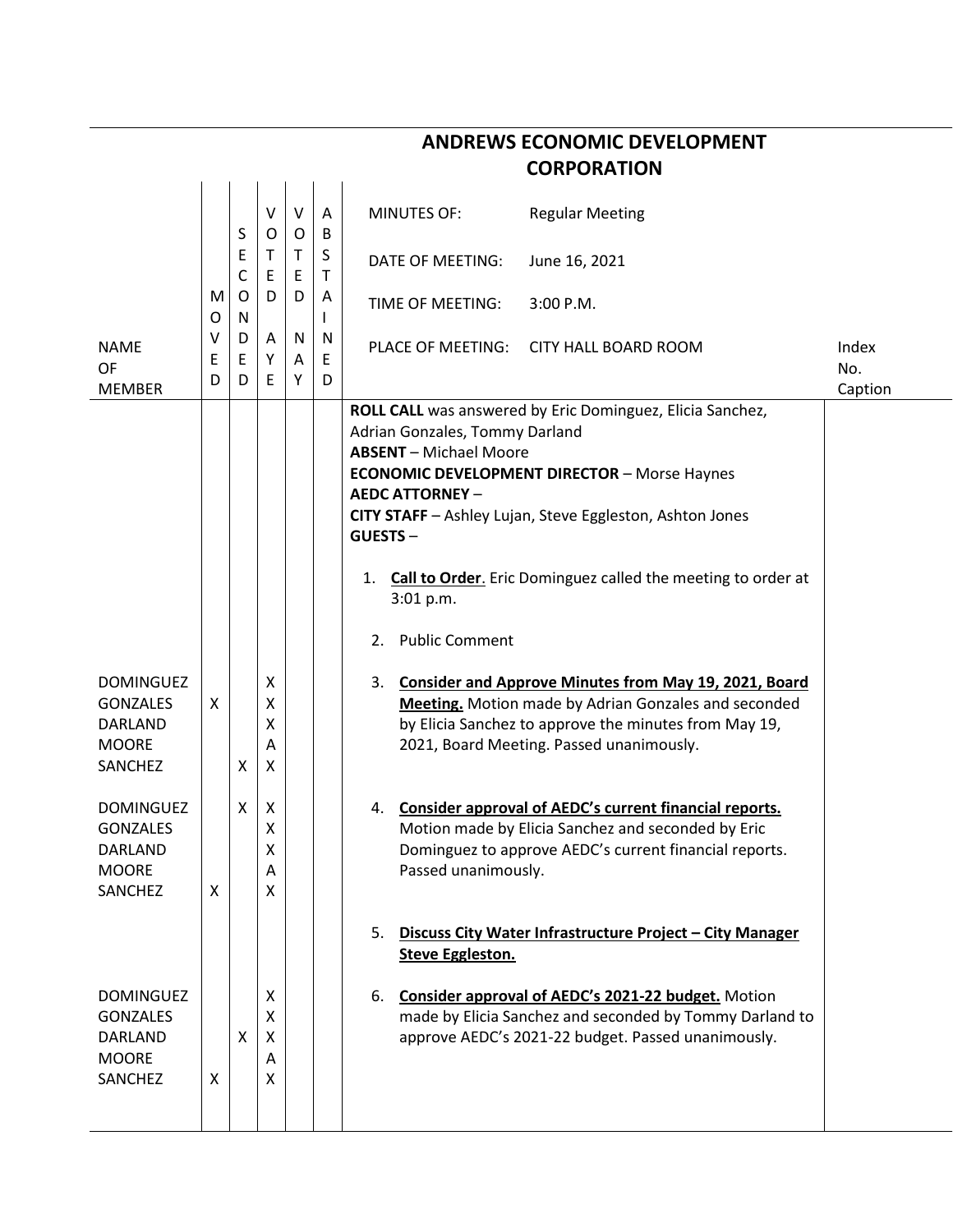# ANDREWS ECONOMIC DEVELOPMENT CORPORATION

| NAME OF MEMBER | MOVED | SECONDED | VOTED AYE | VOTED NAY | ABSTAINED | | Index No. Caption |
|---|---|---|---|---|---|---|---|
| | | | | | | MINUTES OF: Regular Meeting<br>DATE OF MEETING: June 16, 2021<br>TIME OF MEETING: 3:00 P.M.<br>PLACE OF MEETING: CITY HALL BOARD ROOM | |
| | | | | | | **ROLL CALL** was answered by Eric Dominguez, Elicia Sanchez, Adrian Gonzales, Tommy Darland<br>**ABSENT** – Michael Moore<br>**ECONOMIC DEVELOPMENT DIRECTOR** – Morse Haynes<br>**AEDC ATTORNEY** –<br>**CITY STAFF** – Ashley Lujan, Steve Eggleston, Ashton Jones<br>**GUESTS** – | |
| | | | | | | 1. **Call to Order**. Eric Dominguez called the meeting to order at 3:01 p.m. | |
| | | | | | | 2. Public Comment | |
| DOMINGUEZ | | | X | | | 3. **Consider and Approve Minutes from May 19, 2021, Board Meeting.** Motion made by Adrian Gonzales and seconded by Elicia Sanchez to approve the minutes from May 19, 2021, Board Meeting. Passed unanimously. | |
| GONZALES | X | | X | | | | |
| DARLAND | | | X | | | | |
| MOORE | | | A | | | | |
| SANCHEZ | | X | X | | | | |
| DOMINGUEZ | | X | X | | | 4. **Consider approval of AEDC's current financial reports.** Motion made by Elicia Sanchez and seconded by Eric Dominguez to approve AEDC's current financial reports. Passed unanimously. | |
| GONZALES | | | X | | | | |
| DARLAND | | | X | | | | |
| MOORE | | | A | | | | |
| SANCHEZ | X | | X | | | | |
| | | | | | | 5. **Discuss City Water Infrastructure Project – City Manager Steve Eggleston.** | |
| DOMINGUEZ | | | X | | | 6. **Consider approval of AEDC's 2021-22 budget.** Motion made by Elicia Sanchez and seconded by Tommy Darland to approve AEDC's 2021-22 budget. Passed unanimously. | |
| GONZALES | | | X | | | | |
| DARLAND | | X | X | | | | |
| MOORE | | | A | | | | |
| SANCHEZ | X | | X | | | | |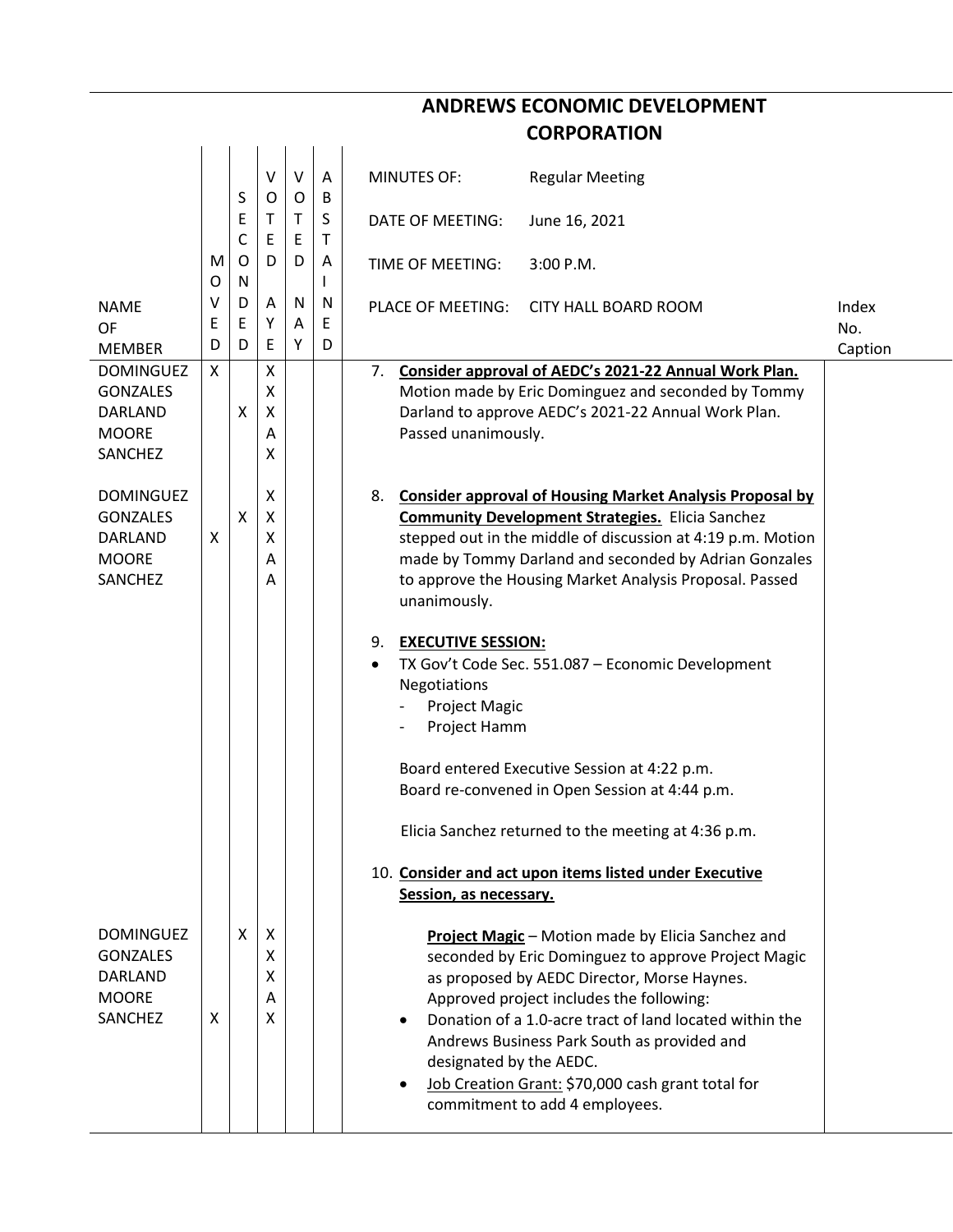# ANDREWS ECONOMIC DEVELOPMENT CORPORATION

MINUTES OF: Regular Meeting

DATE OF MEETING: June 16, 2021

TIME OF MEETING: 3:00 P.M.

PLACE OF MEETING: CITY HALL BOARD ROOM

| NAME OF MEMBER | MOVED | SECONDED | VOTED AYE | VOTED NAY | ABSTAINED | | Index No. Caption |
|---|---|---|---|---|---|---|---|
| DOMINGUEZ<br>GONZALES<br>DARLAND<br>MOORE<br>SANCHEZ | X<br><br><br><br> | <br><br>X<br><br> | X<br>X<br>X<br>A<br>X | | | 7. **<u>Consider approval of AEDC's 2021-22 Annual Work Plan.</u>** Motion made by Eric Dominguez and seconded by Tommy Darland to approve AEDC's 2021-22 Annual Work Plan. Passed unanimously. | |
| DOMINGUEZ<br>GONZALES<br>DARLAND<br>MOORE<br>SANCHEZ | <br><br>X<br><br> | <br>X<br><br><br> | X<br>X<br>X<br>A<br>A | | | 8. **<u>Consider approval of Housing Market Analysis Proposal by Community Development Strategies.</u>** Elicia Sanchez stepped out in the middle of discussion at 4:19 p.m. Motion made by Tommy Darland and seconded by Adrian Gonzales to approve the Housing Market Analysis Proposal. Passed unanimously.<br><br>9. **<u>EXECUTIVE SESSION:</u>**<br>• TX Gov't Code Sec. 551.087 – Economic Development Negotiations<br>- Project Magic<br>- Project Hamm<br><br>Board entered Executive Session at 4:22 p.m.<br>Board re-convened in Open Session at 4:44 p.m.<br><br>Elicia Sanchez returned to the meeting at 4:36 p.m.<br><br>10. **<u>Consider and act upon items listed under Executive Session, as necessary.</u>** | |
| DOMINGUEZ<br>GONZALES<br>DARLAND<br>MOORE<br>SANCHEZ | <br><br><br><br>X | X<br><br><br><br> | X<br>X<br>X<br>A<br>X | | | **<u>Project Magic</u>** – Motion made by Elicia Sanchez and seconded by Eric Dominguez to approve Project Magic as proposed by AEDC Director, Morse Haynes. Approved project includes the following:<br>• Donation of a 1.0-acre tract of land located within the Andrews Business Park South as provided and designated by the AEDC.<br>• <u>Job Creation Grant:</u> $70,000 cash grant total for commitment to add 4 employees. | |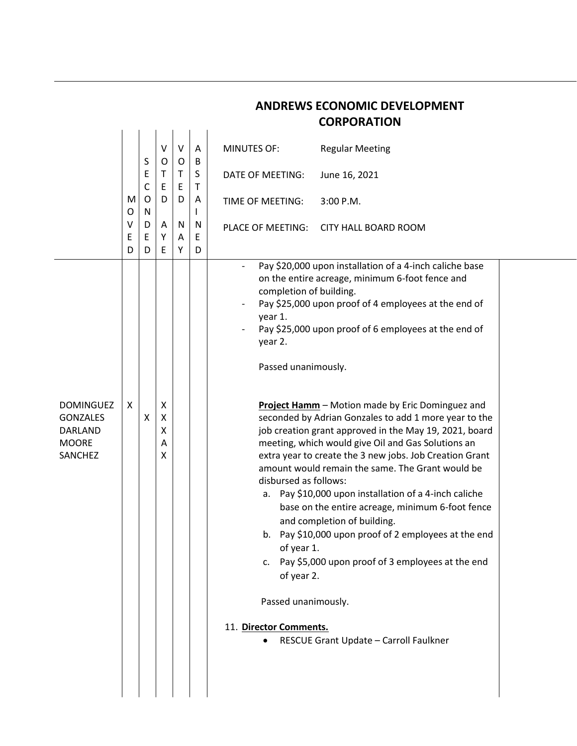# ANDREWS ECONOMIC DEVELOPMENT CORPORATION

| | MOVED | SECONDED | VOTED AYE | VOTED NAY | ABSTAINED | |
|---|---|---|---|---|---|---|
| | | | | | | MINUTES OF: Regular Meeting |
| | | | | | | DATE OF MEETING: June 16, 2021 |
| | | | | | | TIME OF MEETING: 3:00 P.M. |
| | | | | | | PLACE OF MEETING: CITY HALL BOARD ROOM |

- Pay $20,000 upon installation of a 4-inch caliche base on the entire acreage, minimum 6-foot fence and completion of building.
- Pay $25,000 upon proof of 4 employees at the end of year 1.
- Pay $25,000 upon proof of 6 employees at the end of year 2.

Passed unanimously.

| | MOVED | SECONDED | VOTED AYE | VOTED NAY | ABSTAINED |
|---|---|---|---|---|---|
| DOMINGUEZ | X | | X | | |
| GONZALES | | X | X | | |
| DARLAND | | | X | | |
| MOORE | | | A | | |
| SANCHEZ | | | X | | |

**Project Hamm** – Motion made by Eric Dominguez and seconded by Adrian Gonzales to add 1 more year to the job creation grant approved in the May 19, 2021, board meeting, which would give Oil and Gas Solutions an extra year to create the 3 new jobs. Job Creation Grant amount would remain the same. The Grant would be disbursed as follows:

a. Pay $10,000 upon installation of a 4-inch caliche base on the entire acreage, minimum 6-foot fence and completion of building.
b. Pay $10,000 upon proof of 2 employees at the end of year 1.
c. Pay $5,000 upon proof of 3 employees at the end of year 2.

Passed unanimously.

11. **Director Comments.**
    - RESCUE Grant Update – Carroll Faulkner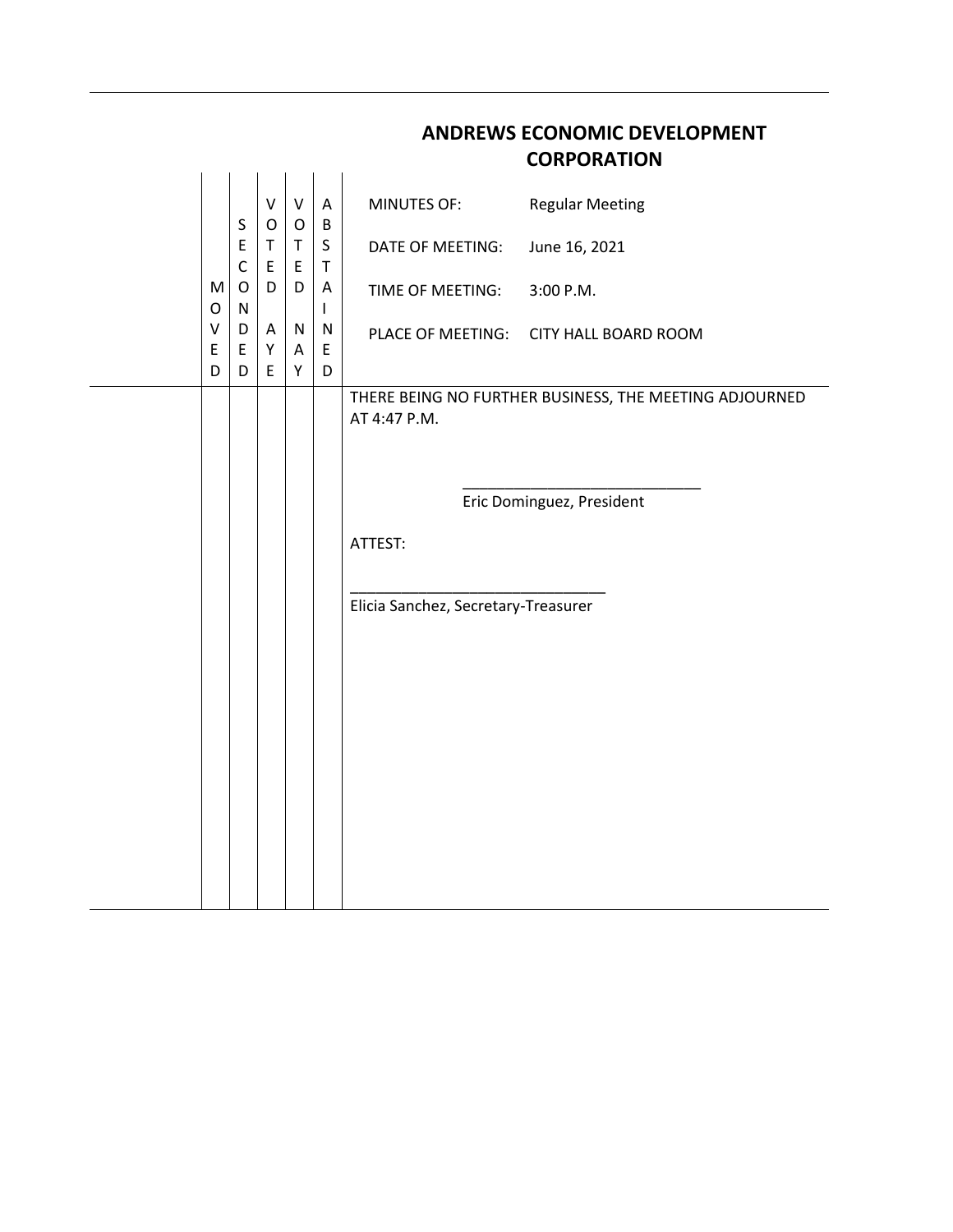# ANDREWS ECONOMIC DEVELOPMENT CORPORATION

| MOVED | SECONDED | VOTED AYE | VOTED NAY | ABSTAINED | MINUTES OF: Regular Meeting<br>DATE OF MEETING: June 16, 2021<br>TIME OF MEETING: 3:00 P.M.<br>PLACE OF MEETING: CITY HALL BOARD ROOM |
|---|---|---|---|---|---|
| | | | | | THERE BEING NO FURTHER BUSINESS, THE MEETING ADJOURNED AT 4:47 P.M. |

____________________________

Eric Dominguez, President

ATTEST:

______________________________

Elicia Sanchez, Secretary-Treasurer